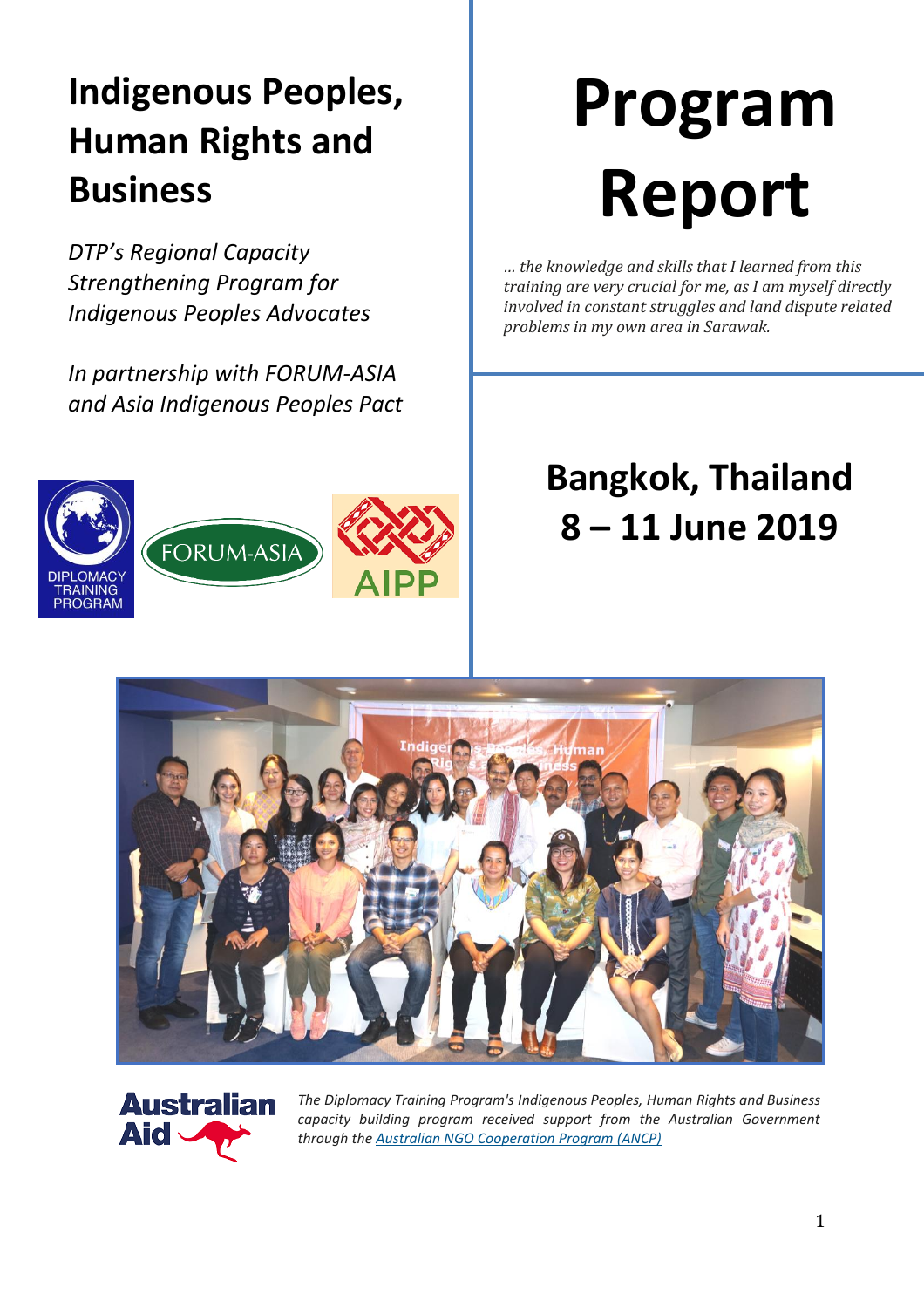# Indigenous Peoples, Human Rights and Business

*DTP's Regional Capacity Strengthening Program for Indigenous Peoples Advocates*

*In partnership with FORUM-ASIA and Asia Indigenous Peoples Pact*

# Program Report

*... the knowledge and skills that I learned from this training are very crucial for me, as I am myself directly involved in constant struggles and land dispute related problems in my own area in Sarawak.*

## Bangkok, Thailand
## 8 – 11 June 2019

*The Diplomacy Training Program's Indigenous Peoples, Human Rights and Business capacity building program received support from the Australian Government through the [Australian NGO Cooperation Program (ANCP)]*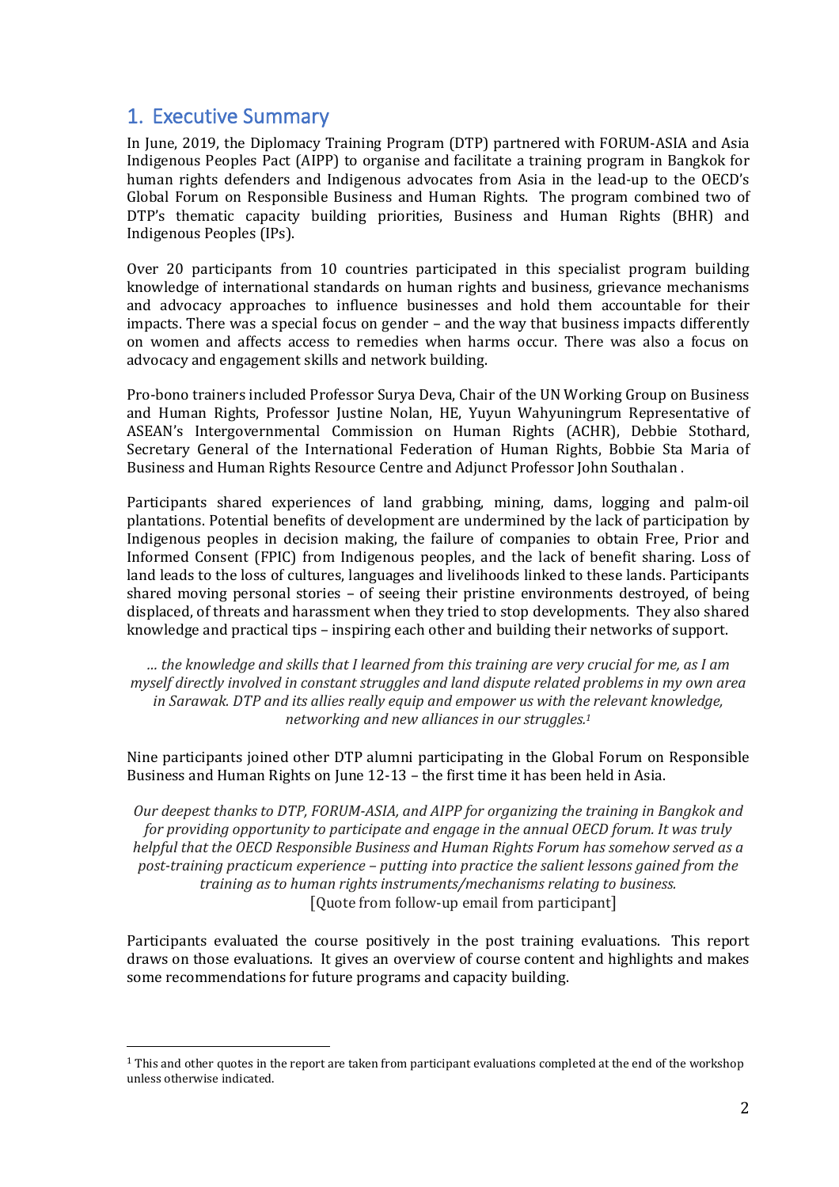## 1. Executive Summary

In June, 2019, the Diplomacy Training Program (DTP) partnered with FORUM-ASIA and Asia Indigenous Peoples Pact (AIPP) to organise and facilitate a training program in Bangkok for human rights defenders and Indigenous advocates from Asia in the lead-up to the OECD's Global Forum on Responsible Business and Human Rights. The program combined two of DTP's thematic capacity building priorities, Business and Human Rights (BHR) and Indigenous Peoples (IPs).

Over 20 participants from 10 countries participated in this specialist program building knowledge of international standards on human rights and business, grievance mechanisms and advocacy approaches to influence businesses and hold them accountable for their impacts. There was a special focus on gender – and the way that business impacts differently on women and affects access to remedies when harms occur. There was also a focus on advocacy and engagement skills and network building.

Pro-bono trainers included Professor Surya Deva, Chair of the UN Working Group on Business and Human Rights, Professor Justine Nolan, HE, Yuyun Wahyuningrum Representative of ASEAN's Intergovernmental Commission on Human Rights (ACHR), Debbie Stothard, Secretary General of the International Federation of Human Rights, Bobbie Sta Maria of Business and Human Rights Resource Centre and Adjunct Professor John Southalan .

Participants shared experiences of land grabbing, mining, dams, logging and palm-oil plantations. Potential benefits of development are undermined by the lack of participation by Indigenous peoples in decision making, the failure of companies to obtain Free, Prior and Informed Consent (FPIC) from Indigenous peoples, and the lack of benefit sharing. Loss of land leads to the loss of cultures, languages and livelihoods linked to these lands. Participants shared moving personal stories – of seeing their pristine environments destroyed, of being displaced, of threats and harassment when they tried to stop developments. They also shared knowledge and practical tips – inspiring each other and building their networks of support.

*… the knowledge and skills that I learned from this training are very crucial for me, as I am myself directly involved in constant struggles and land dispute related problems in my own area in Sarawak. DTP and its allies really equip and empower us with the relevant knowledge, networking and new alliances in our struggles.*[1]

Nine participants joined other DTP alumni participating in the Global Forum on Responsible Business and Human Rights on June 12-13 – the first time it has been held in Asia.

*Our deepest thanks to DTP, FORUM-ASIA, and AIPP for organizing the training in Bangkok and for providing opportunity to participate and engage in the annual OECD forum. It was truly helpful that the OECD Responsible Business and Human Rights Forum has somehow served as a post-training practicum experience – putting into practice the salient lessons gained from the training as to human rights instruments/mechanisms relating to business.*
[Quote from follow-up email from participant]

Participants evaluated the course positively in the post training evaluations. This report draws on those evaluations. It gives an overview of course content and highlights and makes some recommendations for future programs and capacity building.

[1] This and other quotes in the report are taken from participant evaluations completed at the end of the workshop unless otherwise indicated.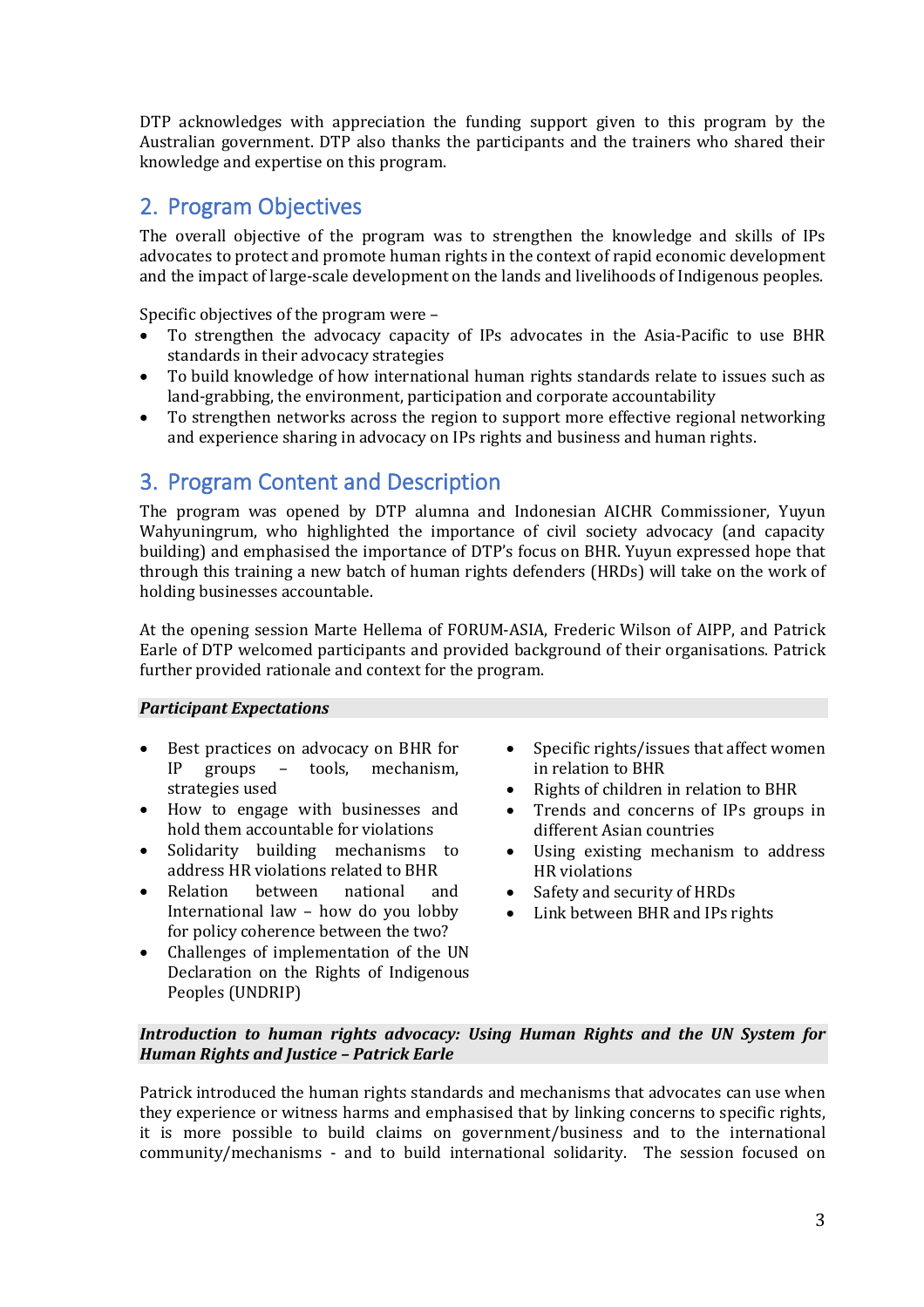DTP acknowledges with appreciation the funding support given to this program by the Australian government. DTP also thanks the participants and the trainers who shared their knowledge and expertise on this program.

## 2. Program Objectives

The overall objective of the program was to strengthen the knowledge and skills of IPs advocates to protect and promote human rights in the context of rapid economic development and the impact of large-scale development on the lands and livelihoods of Indigenous peoples.

Specific objectives of the program were –

- To strengthen the advocacy capacity of IPs advocates in the Asia-Pacific to use BHR standards in their advocacy strategies
- To build knowledge of how international human rights standards relate to issues such as land-grabbing, the environment, participation and corporate accountability
- To strengthen networks across the region to support more effective regional networking and experience sharing in advocacy on IPs rights and business and human rights.

## 3. Program Content and Description

The program was opened by DTP alumna and Indonesian AICHR Commissioner, Yuyun Wahyuningrum, who highlighted the importance of civil society advocacy (and capacity building) and emphasised the importance of DTP's focus on BHR. Yuyun expressed hope that through this training a new batch of human rights defenders (HRDs) will take on the work of holding businesses accountable.

At the opening session Marte Hellema of FORUM-ASIA, Frederic Wilson of AIPP, and Patrick Earle of DTP welcomed participants and provided background of their organisations. Patrick further provided rationale and context for the program.

***Participant Expectations***

- Best practices on advocacy on BHR for IP groups – tools, mechanism, strategies used
- How to engage with businesses and hold them accountable for violations
- Solidarity building mechanisms to address HR violations related to BHR
- Relation between national and International law – how do you lobby for policy coherence between the two?
- Challenges of implementation of the UN Declaration on the Rights of Indigenous Peoples (UNDRIP)
- Specific rights/issues that affect women in relation to BHR
- Rights of children in relation to BHR
- Trends and concerns of IPs groups in different Asian countries
- Using existing mechanism to address HR violations
- Safety and security of HRDs
- Link between BHR and IPs rights

***Introduction to human rights advocacy: Using Human Rights and the UN System for Human Rights and Justice – Patrick Earle***

Patrick introduced the human rights standards and mechanisms that advocates can use when they experience or witness harms and emphasised that by linking concerns to specific rights, it is more possible to build claims on government/business and to the international community/mechanisms - and to build international solidarity. The session focused on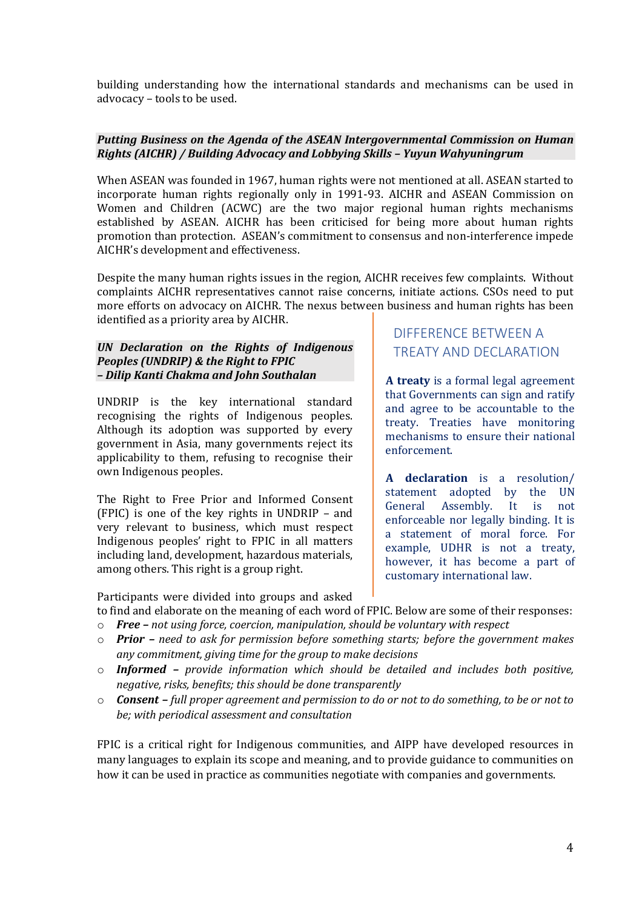building understanding how the international standards and mechanisms can be used in advocacy – tools to be used.

***Putting Business on the Agenda of the ASEAN Intergovernmental Commission on Human Rights (AICHR) / Building Advocacy and Lobbying Skills – Yuyun Wahyuningrum***

When ASEAN was founded in 1967, human rights were not mentioned at all. ASEAN started to incorporate human rights regionally only in 1991-93. AICHR and ASEAN Commission on Women and Children (ACWC) are the two major regional human rights mechanisms established by ASEAN. AICHR has been criticised for being more about human rights promotion than protection. ASEAN's commitment to consensus and non-interference impede AICHR's development and effectiveness.

Despite the many human rights issues in the region, AICHR receives few complaints. Without complaints AICHR representatives cannot raise concerns, initiate actions. CSOs need to put more efforts on advocacy on AICHR. The nexus between business and human rights has been identified as a priority area by AICHR.

***UN Declaration on the Rights of Indigenous Peoples (UNDRIP) & the Right to FPIC – Dilip Kanti Chakma and John Southalan***

UNDRIP is the key international standard recognising the rights of Indigenous peoples. Although its adoption was supported by every government in Asia, many governments reject its applicability to them, refusing to recognise their own Indigenous peoples.

The Right to Free Prior and Informed Consent (FPIC) is one of the key rights in UNDRIP – and very relevant to business, which must respect Indigenous peoples' right to FPIC in all matters including land, development, hazardous materials, among others. This right is a group right.

## DIFFERENCE BETWEEN A TREATY AND DECLARATION

**A treaty** is a formal legal agreement that Governments can sign and ratify and agree to be accountable to the treaty. Treaties have monitoring mechanisms to ensure their national enforcement.

**A declaration** is a resolution/ statement adopted by the UN General Assembly. It is not enforceable nor legally binding. It is a statement of moral force. For example, UDHR is not a treaty, however, it has become a part of customary international law.

Participants were divided into groups and asked to find and elaborate on the meaning of each word of FPIC. Below are some of their responses:

- ***Free*** *– not using force, coercion, manipulation, should be voluntary with respect*
- ***Prior*** *– need to ask for permission before something starts; before the government makes any commitment, giving time for the group to make decisions*
- ***Informed*** *– provide information which should be detailed and includes both positive, negative, risks, benefits; this should be done transparently*
- ***Consent*** *– full proper agreement and permission to do or not to do something, to be or not to be; with periodical assessment and consultation*

FPIC is a critical right for Indigenous communities, and AIPP have developed resources in many languages to explain its scope and meaning, and to provide guidance to communities on how it can be used in practice as communities negotiate with companies and governments.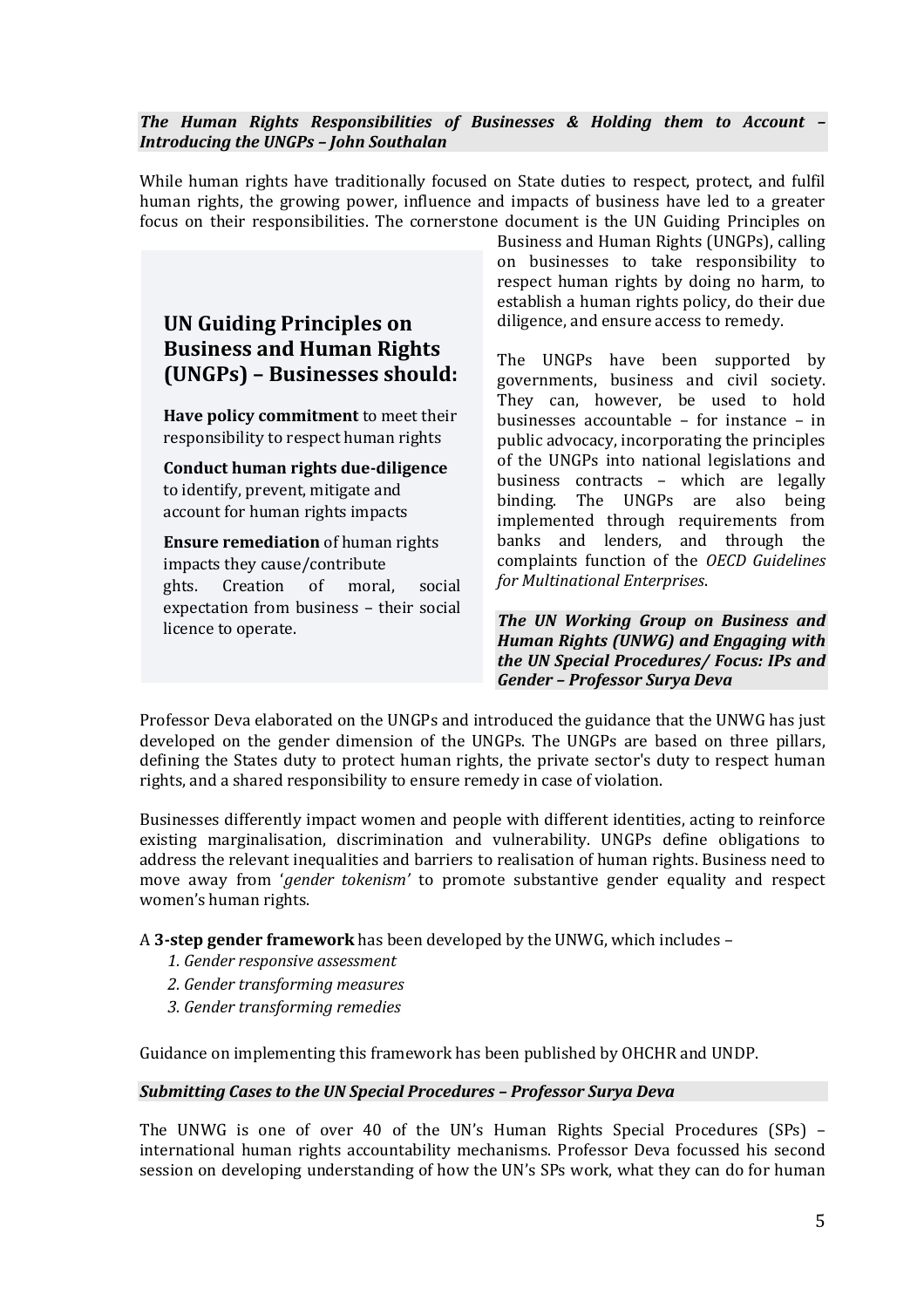***The Human Rights Responsibilities of Businesses & Holding them to Account – Introducing the UNGPs – John Southalan***

While human rights have traditionally focused on State duties to respect, protect, and fulfil human rights, the growing power, influence and impacts of business have led to a greater focus on their responsibilities. The cornerstone document is the UN Guiding Principles on Business and Human Rights (UNGPs), calling on businesses to take responsibility to respect human rights by doing no harm, to establish a human rights policy, do their due diligence, and ensure access to remedy.

> ## UN Guiding Principles on Business and Human Rights (UNGPs) – Businesses should:
>
> **Have policy commitment** to meet their responsibility to respect human rights
>
> **Conduct human rights due-diligence** to identify, prevent, mitigate and account for human rights impacts
>
> **Ensure remediation** of human rights impacts they cause/contribute

ghts. Creation of moral, social expectation from business – their social licence to operate.

The UNGPs have been supported by governments, business and civil society. They can, however, be used to hold businesses accountable – for instance – in public advocacy, incorporating the principles of the UNGPs into national legislations and business contracts – which are legally binding. The UNGPs are also being implemented through requirements from banks and lenders, and through the complaints function of the *OECD Guidelines for Multinational Enterprises*.

***The UN Working Group on Business and Human Rights (UNWG) and Engaging with the UN Special Procedures/ Focus: IPs and Gender – Professor Surya Deva***

Professor Deva elaborated on the UNGPs and introduced the guidance that the UNWG has just developed on the gender dimension of the UNGPs. The UNGPs are based on three pillars, defining the States duty to protect human rights, the private sector's duty to respect human rights, and a shared responsibility to ensure remedy in case of violation.

Businesses differently impact women and people with different identities, acting to reinforce existing marginalisation, discrimination and vulnerability. UNGPs define obligations to address the relevant inequalities and barriers to realisation of human rights. Business need to move away from '*gender tokenism'* to promote substantive gender equality and respect women's human rights.

A **3-step gender framework** has been developed by the UNWG, which includes –

1. *Gender responsive assessment*
2. *Gender transforming measures*
3. *Gender transforming remedies*

Guidance on implementing this framework has been published by OHCHR and UNDP.

***Submitting Cases to the UN Special Procedures – Professor Surya Deva***

The UNWG is one of over 40 of the UN's Human Rights Special Procedures (SPs) – international human rights accountability mechanisms. Professor Deva focussed his second session on developing understanding of how the UN's SPs work, what they can do for human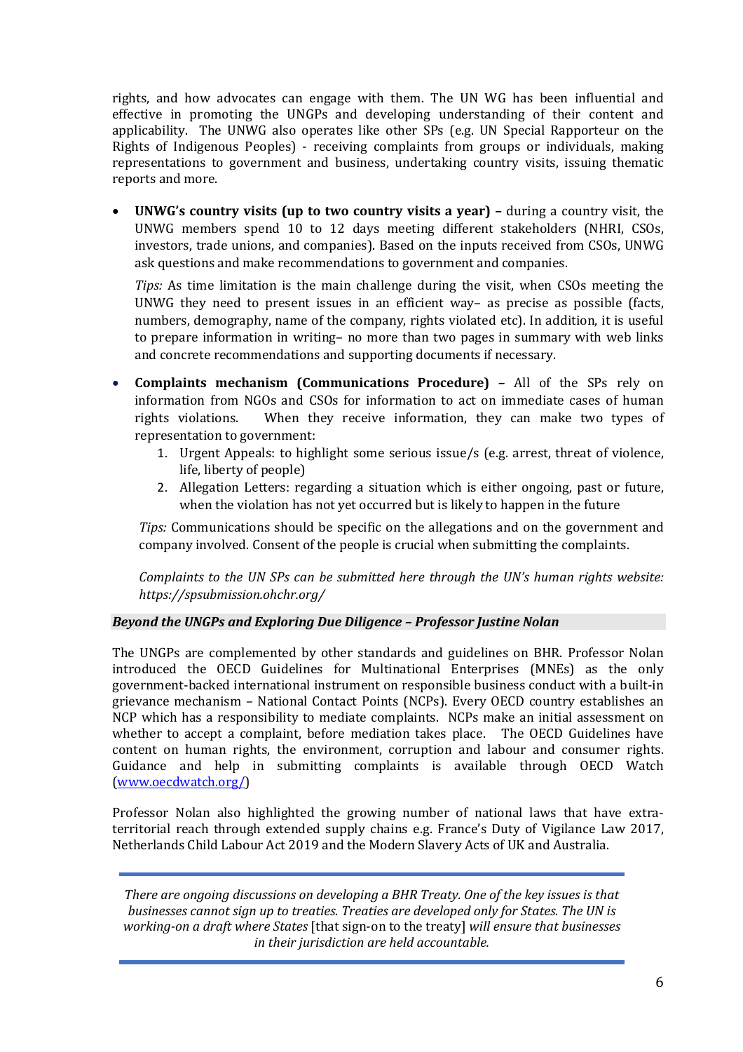rights, and how advocates can engage with them. The UN WG has been influential and effective in promoting the UNGPs and developing understanding of their content and applicability. The UNWG also operates like other SPs (e.g. UN Special Rapporteur on the Rights of Indigenous Peoples) - receiving complaints from groups or individuals, making representations to government and business, undertaking country visits, issuing thematic reports and more.

- **UNWG's country visits (up to two country visits a year) –** during a country visit, the UNWG members spend 10 to 12 days meeting different stakeholders (NHRI, CSOs, investors, trade unions, and companies). Based on the inputs received from CSOs, UNWG ask questions and make recommendations to government and companies.

  *Tips:* As time limitation is the main challenge during the visit, when CSOs meeting the UNWG they need to present issues in an efficient way– as precise as possible (facts, numbers, demography, name of the company, rights violated etc). In addition, it is useful to prepare information in writing– no more than two pages in summary with web links and concrete recommendations and supporting documents if necessary.

- **Complaints mechanism (Communications Procedure) –** All of the SPs rely on information from NGOs and CSOs for information to act on immediate cases of human rights violations. When they receive information, they can make two types of representation to government:
  1. Urgent Appeals: to highlight some serious issue/s (e.g. arrest, threat of violence, life, liberty of people)
  2. Allegation Letters: regarding a situation which is either ongoing, past or future, when the violation has not yet occurred but is likely to happen in the future

  *Tips:* Communications should be specific on the allegations and on the government and company involved. Consent of the people is crucial when submitting the complaints.

  *Complaints to the UN SPs can be submitted here through the UN's human rights website: https://spsubmission.ohchr.org/*

### *Beyond the UNGPs and Exploring Due Diligence – Professor Justine Nolan*

The UNGPs are complemented by other standards and guidelines on BHR. Professor Nolan introduced the OECD Guidelines for Multinational Enterprises (MNEs) as the only government-backed international instrument on responsible business conduct with a built-in grievance mechanism – National Contact Points (NCPs). Every OECD country establishes an NCP which has a responsibility to mediate complaints. NCPs make an initial assessment on whether to accept a complaint, before mediation takes place. The OECD Guidelines have content on human rights, the environment, corruption and labour and consumer rights. Guidance and help in submitting complaints is available through OECD Watch (www.oecdwatch.org/)

Professor Nolan also highlighted the growing number of national laws that have extra-territorial reach through extended supply chains e.g. France's Duty of Vigilance Law 2017, Netherlands Child Labour Act 2019 and the Modern Slavery Acts of UK and Australia.

---

*There are ongoing discussions on developing a BHR Treaty. One of the key issues is that businesses cannot sign up to treaties. Treaties are developed only for States. The UN is working-on a draft where States* [that sign-on to the treaty] *will ensure that businesses in their jurisdiction are held accountable.*

---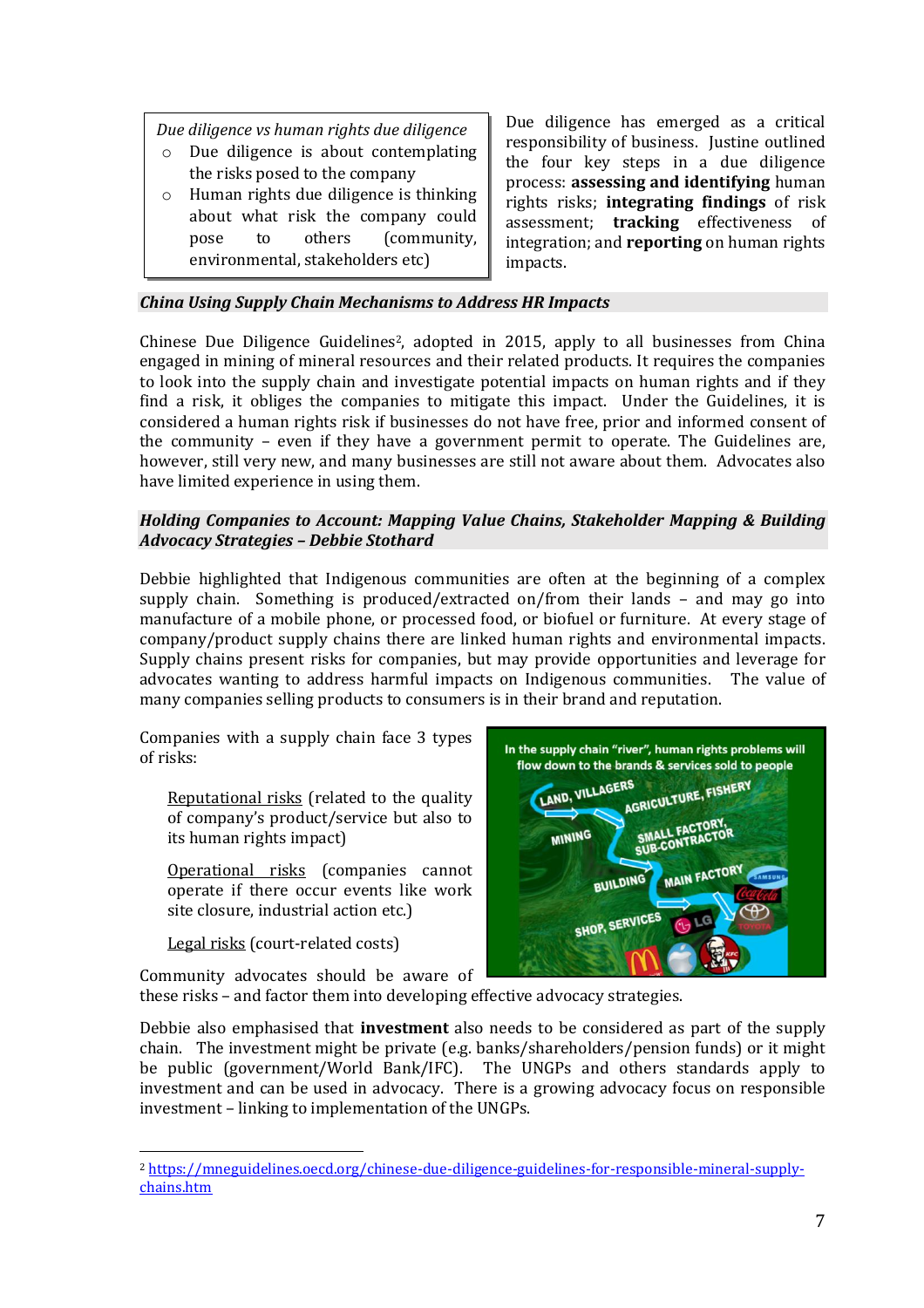*Due diligence vs human rights due diligence*

- Due diligence is about contemplating the risks posed to the company
- Human rights due diligence is thinking about what risk the company could pose to others (community, environmental, stakeholders etc)

Due diligence has emerged as a critical responsibility of business. Justine outlined the four key steps in a due diligence process: **assessing and identifying** human rights risks; **integrating findings** of risk assessment; **tracking** effectiveness of integration; and **reporting** on human rights impacts.

### *China Using Supply Chain Mechanisms to Address HR Impacts*

Chinese Due Diligence Guidelines[2], adopted in 2015, apply to all businesses from China engaged in mining of mineral resources and their related products. It requires the companies to look into the supply chain and investigate potential impacts on human rights and if they find a risk, it obliges the companies to mitigate this impact. Under the Guidelines, it is considered a human rights risk if businesses do not have free, prior and informed consent of the community – even if they have a government permit to operate. The Guidelines are, however, still very new, and many businesses are still not aware about them. Advocates also have limited experience in using them.

### *Holding Companies to Account: Mapping Value Chains, Stakeholder Mapping & Building Advocacy Strategies – Debbie Stothard*

Debbie highlighted that Indigenous communities are often at the beginning of a complex supply chain. Something is produced/extracted on/from their lands – and may go into manufacture of a mobile phone, or processed food, or biofuel or furniture. At every stage of company/product supply chains there are linked human rights and environmental impacts. Supply chains present risks for companies, but may provide opportunities and leverage for advocates wanting to address harmful impacts on Indigenous communities. The value of many companies selling products to consumers is in their brand and reputation.

Companies with a supply chain face 3 types of risks:

Reputational risks (related to the quality of company's product/service but also to its human rights impact)

Operational risks (companies cannot operate if there occur events like work site closure, industrial action etc.)

Legal risks (court-related costs)

Community advocates should be aware of these risks – and factor them into developing effective advocacy strategies.

Debbie also emphasised that **investment** also needs to be considered as part of the supply chain. The investment might be private (e.g. banks/shareholders/pension funds) or it might be public (government/World Bank/IFC). The UNGPs and others standards apply to investment and can be used in advocacy. There is a growing advocacy focus on responsible investment – linking to implementation of the UNGPs.

---

[2] https://mneguidelines.oecd.org/chinese-due-diligence-guidelines-for-responsible-mineral-supply-chains.htm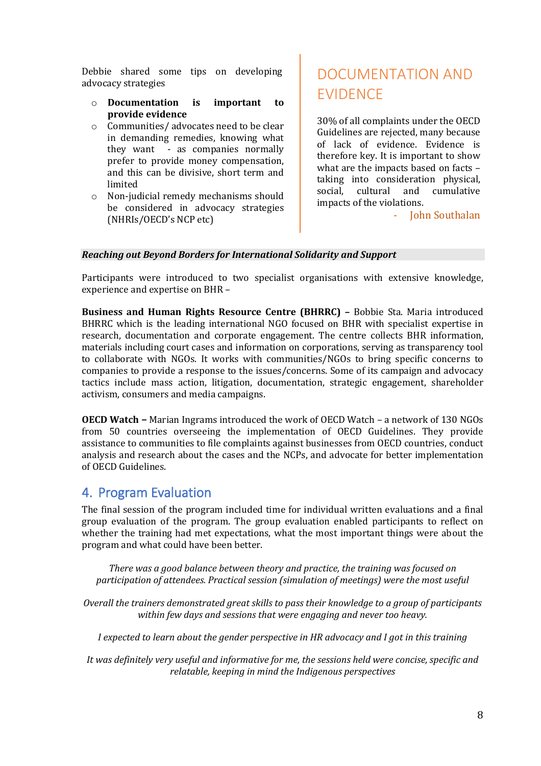Debbie shared some tips on developing advocacy strategies

- **Documentation is important to provide evidence**
- Communities/ advocates need to be clear in demanding remedies, knowing what they want - as companies normally prefer to provide money compensation, and this can be divisive, short term and limited
- Non-judicial remedy mechanisms should be considered in advocacy strategies (NHRIs/OECD's NCP etc)

## DOCUMENTATION AND EVIDENCE

30% of all complaints under the OECD Guidelines are rejected, many because of lack of evidence. Evidence is therefore key. It is important to show what are the impacts based on facts – taking into consideration physical, social, cultural and cumulative impacts of the violations.

- John Southalan

***Reaching out Beyond Borders for International Solidarity and Support***

Participants were introduced to two specialist organisations with extensive knowledge, experience and expertise on BHR –

**Business and Human Rights Resource Centre (BHRRC) –** Bobbie Sta. Maria introduced BHRRC which is the leading international NGO focused on BHR with specialist expertise in research, documentation and corporate engagement. The centre collects BHR information, materials including court cases and information on corporations, serving as transparency tool to collaborate with NGOs. It works with communities/NGOs to bring specific concerns to companies to provide a response to the issues/concerns. Some of its campaign and advocacy tactics include mass action, litigation, documentation, strategic engagement, shareholder activism, consumers and media campaigns.

**OECD Watch –** Marian Ingrams introduced the work of OECD Watch – a network of 130 NGOs from 50 countries overseeing the implementation of OECD Guidelines. They provide assistance to communities to file complaints against businesses from OECD countries, conduct analysis and research about the cases and the NCPs, and advocate for better implementation of OECD Guidelines.

## 4. Program Evaluation

The final session of the program included time for individual written evaluations and a final group evaluation of the program. The group evaluation enabled participants to reflect on whether the training had met expectations, what the most important things were about the program and what could have been better.

*There was a good balance between theory and practice, the training was focused on participation of attendees. Practical session (simulation of meetings) were the most useful*

*Overall the trainers demonstrated great skills to pass their knowledge to a group of participants within few days and sessions that were engaging and never too heavy.*

*I expected to learn about the gender perspective in HR advocacy and I got in this training*

*It was definitely very useful and informative for me, the sessions held were concise, specific and relatable, keeping in mind the Indigenous perspectives*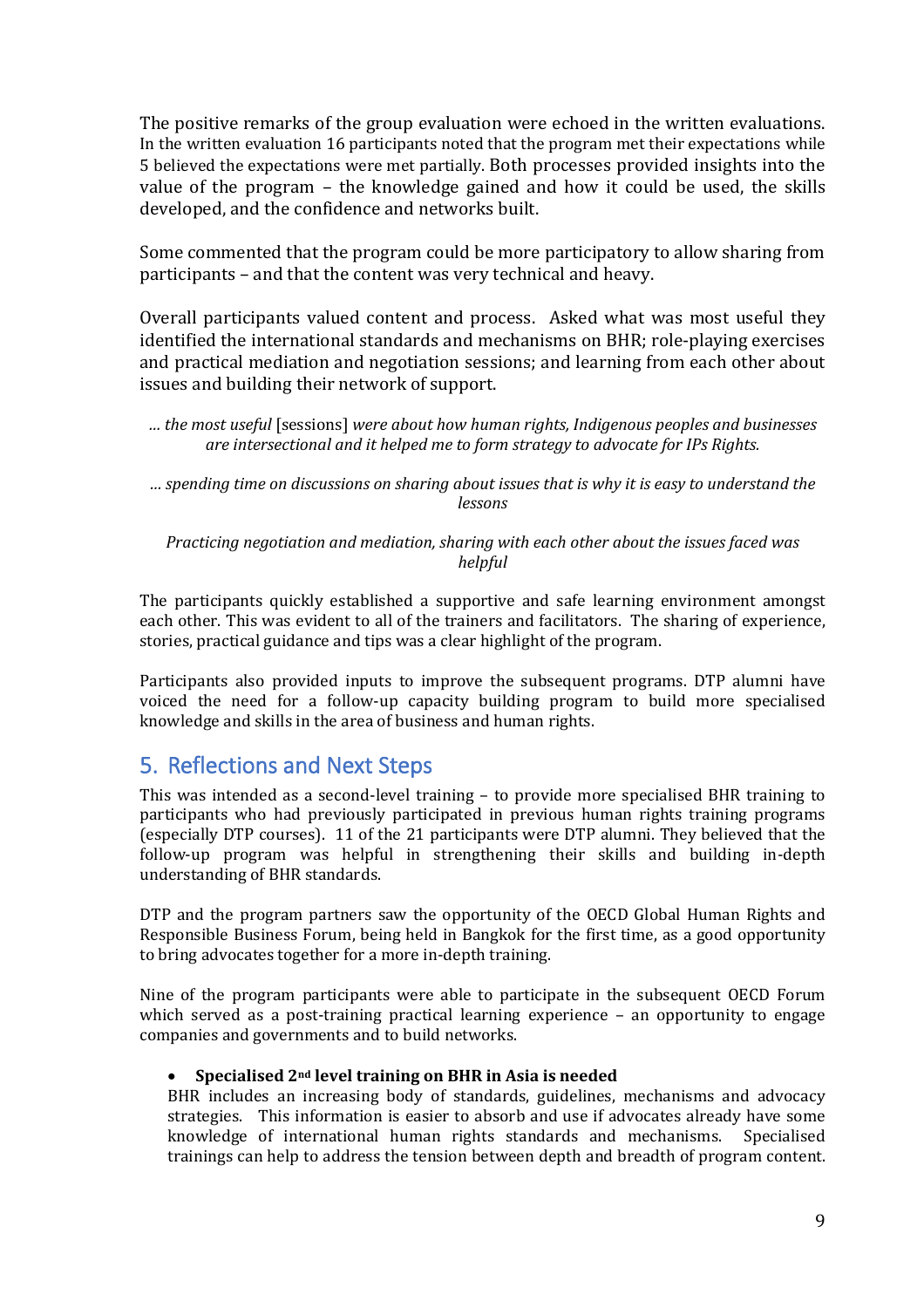The positive remarks of the group evaluation were echoed in the written evaluations. In the written evaluation 16 participants noted that the program met their expectations while 5 believed the expectations were met partially. Both processes provided insights into the value of the program – the knowledge gained and how it could be used, the skills developed, and the confidence and networks built.

Some commented that the program could be more participatory to allow sharing from participants – and that the content was very technical and heavy.

Overall participants valued content and process. Asked what was most useful they identified the international standards and mechanisms on BHR; role-playing exercises and practical mediation and negotiation sessions; and learning from each other about issues and building their network of support.

*… the most useful* [sessions] *were about how human rights, Indigenous peoples and businesses are intersectional and it helped me to form strategy to advocate for IPs Rights.*

*… spending time on discussions on sharing about issues that is why it is easy to understand the lessons*

*Practicing negotiation and mediation, sharing with each other about the issues faced was helpful*

The participants quickly established a supportive and safe learning environment amongst each other. This was evident to all of the trainers and facilitators. The sharing of experience, stories, practical guidance and tips was a clear highlight of the program.

Participants also provided inputs to improve the subsequent programs. DTP alumni have voiced the need for a follow-up capacity building program to build more specialised knowledge and skills in the area of business and human rights.

## 5. Reflections and Next Steps

This was intended as a second-level training – to provide more specialised BHR training to participants who had previously participated in previous human rights training programs (especially DTP courses). 11 of the 21 participants were DTP alumni. They believed that the follow-up program was helpful in strengthening their skills and building in-depth understanding of BHR standards.

DTP and the program partners saw the opportunity of the OECD Global Human Rights and Responsible Business Forum, being held in Bangkok for the first time, as a good opportunity to bring advocates together for a more in-depth training.

Nine of the program participants were able to participate in the subsequent OECD Forum which served as a post-training practical learning experience – an opportunity to engage companies and governments and to build networks.

- **Specialised 2nd level training on BHR in Asia is needed**
  BHR includes an increasing body of standards, guidelines, mechanisms and advocacy strategies. This information is easier to absorb and use if advocates already have some knowledge of international human rights standards and mechanisms. Specialised trainings can help to address the tension between depth and breadth of program content.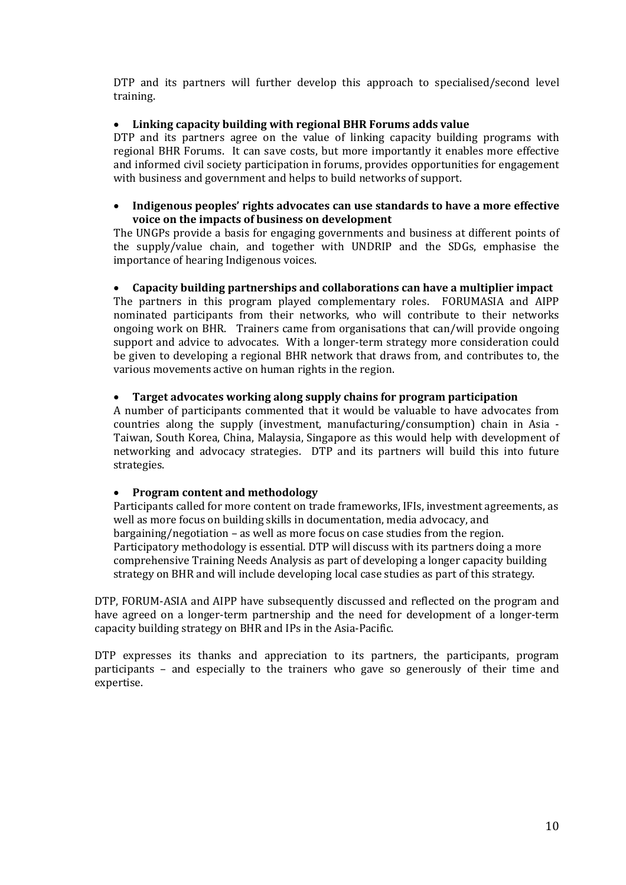DTP and its partners will further develop this approach to specialised/second level training.

- **Linking capacity building with regional BHR Forums adds value**

  DTP and its partners agree on the value of linking capacity building programs with regional BHR Forums. It can save costs, but more importantly it enables more effective and informed civil society participation in forums, provides opportunities for engagement with business and government and helps to build networks of support.

- **Indigenous peoples' rights advocates can use standards to have a more effective voice on the impacts of business on development**

  The UNGPs provide a basis for engaging governments and business at different points of the supply/value chain, and together with UNDRIP and the SDGs, emphasise the importance of hearing Indigenous voices.

- **Capacity building partnerships and collaborations can have a multiplier impact**

  The partners in this program played complementary roles. FORUMASIA and AIPP nominated participants from their networks, who will contribute to their networks ongoing work on BHR. Trainers came from organisations that can/will provide ongoing support and advice to advocates. With a longer-term strategy more consideration could be given to developing a regional BHR network that draws from, and contributes to, the various movements active on human rights in the region.

- **Target advocates working along supply chains for program participation**

  A number of participants commented that it would be valuable to have advocates from countries along the supply (investment, manufacturing/consumption) chain in Asia - Taiwan, South Korea, China, Malaysia, Singapore as this would help with development of networking and advocacy strategies. DTP and its partners will build this into future strategies.

- **Program content and methodology**

  Participants called for more content on trade frameworks, IFIs, investment agreements, as well as more focus on building skills in documentation, media advocacy, and bargaining/negotiation – as well as more focus on case studies from the region. Participatory methodology is essential. DTP will discuss with its partners doing a more comprehensive Training Needs Analysis as part of developing a longer capacity building strategy on BHR and will include developing local case studies as part of this strategy.

DTP, FORUM-ASIA and AIPP have subsequently discussed and reflected on the program and have agreed on a longer-term partnership and the need for development of a longer-term capacity building strategy on BHR and IPs in the Asia-Pacific.

DTP expresses its thanks and appreciation to its partners, the participants, program participants – and especially to the trainers who gave so generously of their time and expertise.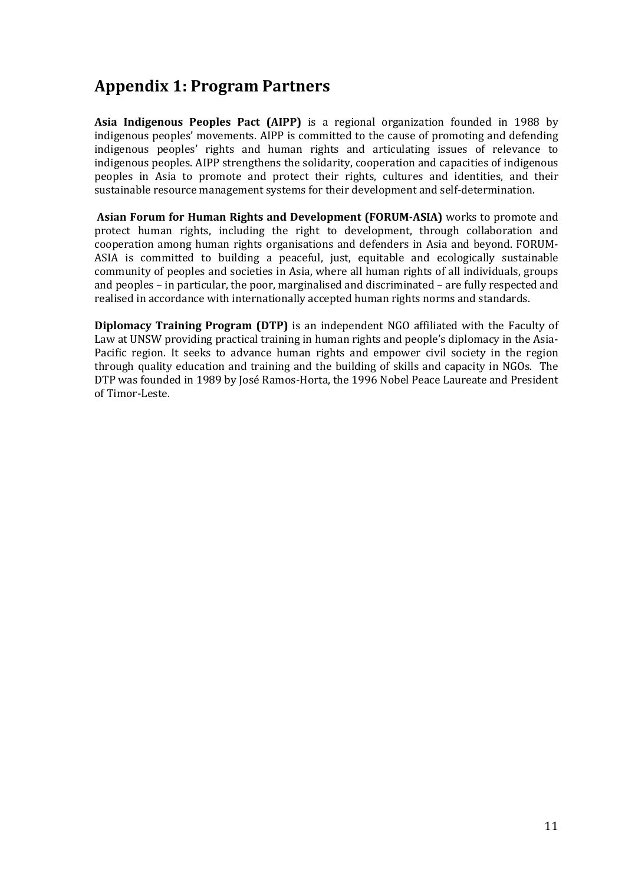## Appendix 1: Program Partners

**Asia Indigenous Peoples Pact (AIPP)** is a regional organization founded in 1988 by indigenous peoples' movements. AIPP is committed to the cause of promoting and defending indigenous peoples' rights and human rights and articulating issues of relevance to indigenous peoples. AIPP strengthens the solidarity, cooperation and capacities of indigenous peoples in Asia to promote and protect their rights, cultures and identities, and their sustainable resource management systems for their development and self-determination.

**Asian Forum for Human Rights and Development (FORUM-ASIA)** works to promote and protect human rights, including the right to development, through collaboration and cooperation among human rights organisations and defenders in Asia and beyond. FORUM-ASIA is committed to building a peaceful, just, equitable and ecologically sustainable community of peoples and societies in Asia, where all human rights of all individuals, groups and peoples – in particular, the poor, marginalised and discriminated – are fully respected and realised in accordance with internationally accepted human rights norms and standards.

**Diplomacy Training Program (DTP)** is an independent NGO affiliated with the Faculty of Law at UNSW providing practical training in human rights and people's diplomacy in the Asia-Pacific region. It seeks to advance human rights and empower civil society in the region through quality education and training and the building of skills and capacity in NGOs. The DTP was founded in 1989 by José Ramos-Horta, the 1996 Nobel Peace Laureate and President of Timor-Leste.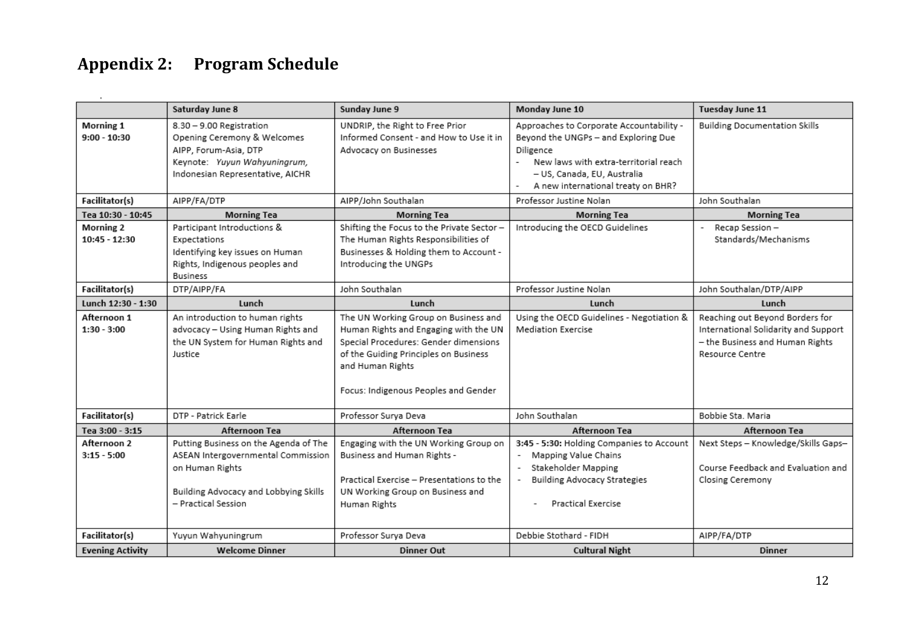## Appendix 2: Program Schedule

| | Saturday June 8 | Sunday June 9 | Monday June 10 | Tuesday June 11 |
|---|---|---|---|---|
| **Morning 1** 9:00 - 10:30 | 8.30 – 9.00 Registration<br>Opening Ceremony & Welcomes<br>AIPP, Forum-Asia, DTP<br>Keynote: *Yuyun Wahyuningrum,* Indonesian Representative, AICHR | UNDRIP, the Right to Free Prior Informed Consent - and How to Use it in Advocacy on Businesses | Approaches to Corporate Accountability - Beyond the UNGPs – and Exploring Due Diligence<br>- New laws with extra-territorial reach – US, Canada, EU, Australia<br>- A new international treaty on BHR? | Building Documentation Skills |
| **Facilitator(s)** | AIPP/FA/DTP | AIPP/John Southalan | Professor Justine Nolan | John Southalan |
| **Tea 10:30 - 10:45** | **Morning Tea** | **Morning Tea** | **Morning Tea** | **Morning Tea** |
| **Morning 2** 10:45 - 12:30 | Participant Introductions & Expectations<br>Identifying key issues on Human Rights, Indigenous peoples and Business | Shifting the Focus to the Private Sector – The Human Rights Responsibilities of Businesses & Holding them to Account - Introducing the UNGPs | Introducing the OECD Guidelines | - Recap Session – Standards/Mechanisms |
| **Facilitator(s)** | DTP/AIPP/FA | John Southalan | Professor Justine Nolan | John Southalan/DTP/AIPP |
| **Lunch 12:30 - 1:30** | **Lunch** | **Lunch** | **Lunch** | **Lunch** |
| **Afternoon 1** 1:30 - 3:00 | An introduction to human rights advocacy – Using Human Rights and the UN System for Human Rights and Justice | The UN Working Group on Business and Human Rights and Engaging with the UN Special Procedures: Gender dimensions of the Guiding Principles on Business and Human Rights<br><br>Focus: Indigenous Peoples and Gender | Using the OECD Guidelines - Negotiation & Mediation Exercise | Reaching out Beyond Borders for International Solidarity and Support – the Business and Human Rights Resource Centre |
| **Facilitator(s)** | DTP - Patrick Earle | Professor Surya Deva | John Southalan | Bobbie Sta. Maria |
| **Tea 3:00 - 3:15** | **Afternoon Tea** | **Afternoon Tea** | **Afternoon Tea** | **Afternoon Tea** |
| **Afternoon 2** 3:15 - 5:00 | Putting Business on the Agenda of The ASEAN Intergovernmental Commission on Human Rights<br><br>Building Advocacy and Lobbying Skills – Practical Session | Engaging with the UN Working Group on Business and Human Rights -<br><br>Practical Exercise – Presentations to the UN Working Group on Business and Human Rights | **3:45 - 5:30:** Holding Companies to Account<br>- Mapping Value Chains<br>- Stakeholder Mapping<br>- Building Advocacy Strategies<br><br>- Practical Exercise | Next Steps – Knowledge/Skills Gaps–<br><br>Course Feedback and Evaluation and Closing Ceremony |
| **Facilitator(s)** | Yuyun Wahyuningrum | Professor Surya Deva | Debbie Stothard - FIDH | AIPP/FA/DTP |
| **Evening Activity** | **Welcome Dinner** | **Dinner Out** | **Cultural Night** | **Dinner** |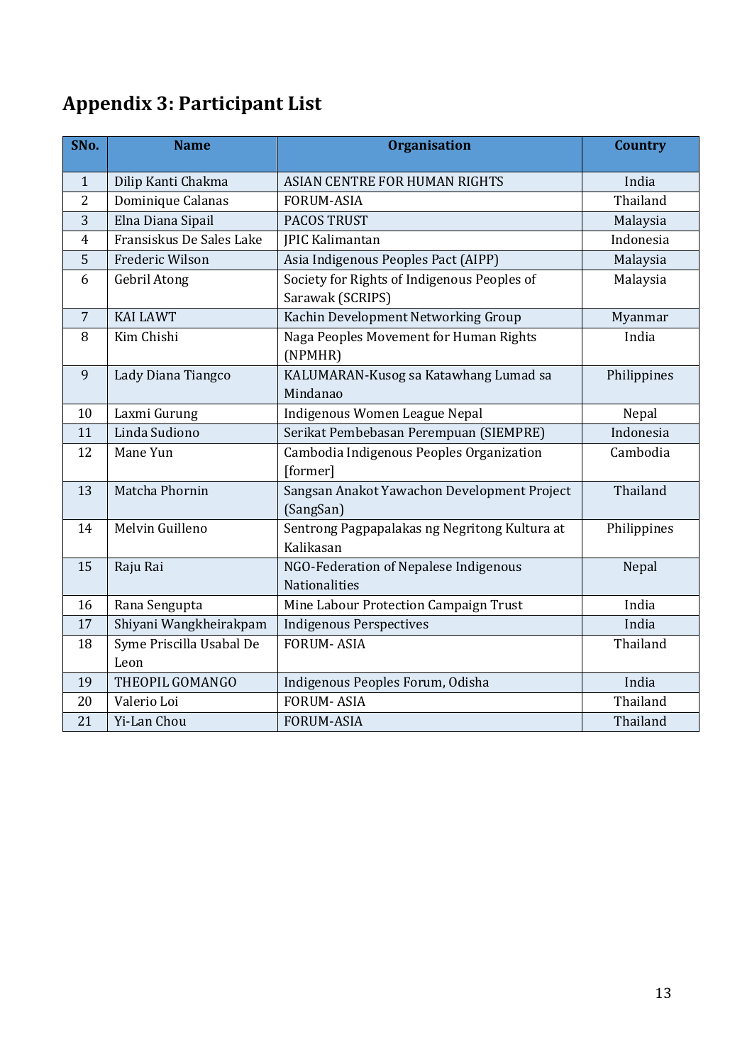# Appendix 3: Participant List

| SNo. | Name | Organisation | Country |
|---|---|---|---|
| 1 | Dilip Kanti Chakma | ASIAN CENTRE FOR HUMAN RIGHTS | India |
| 2 | Dominique Calanas | FORUM-ASIA | Thailand |
| 3 | Elna Diana Sipail | PACOS TRUST | Malaysia |
| 4 | Fransiskus De Sales Lake | JPIC Kalimantan | Indonesia |
| 5 | Frederic Wilson | Asia Indigenous Peoples Pact (AIPP) | Malaysia |
| 6 | Gebril Atong | Society for Rights of Indigenous Peoples of Sarawak (SCRIPS) | Malaysia |
| 7 | KAI LAWT | Kachin Development Networking Group | Myanmar |
| 8 | Kim Chishi | Naga Peoples Movement for Human Rights (NPMHR) | India |
| 9 | Lady Diana Tiangco | KALUMARAN-Kusog sa Katawhang Lumad sa Mindanao | Philippines |
| 10 | Laxmi Gurung | Indigenous Women League Nepal | Nepal |
| 11 | Linda Sudiono | Serikat Pembebasan Perempuan (SIEMPRE) | Indonesia |
| 12 | Mane Yun | Cambodia Indigenous Peoples Organization [former] | Cambodia |
| 13 | Matcha Phornin | Sangsan Anakot Yawachon Development Project (SangSan) | Thailand |
| 14 | Melvin Guilleno | Sentrong Pagpapalakas ng Negritong Kultura at Kalikasan | Philippines |
| 15 | Raju Rai | NGO-Federation of Nepalese Indigenous Nationalities | Nepal |
| 16 | Rana Sengupta | Mine Labour Protection Campaign Trust | India |
| 17 | Shiyani Wangkheirakpam | Indigenous Perspectives | India |
| 18 | Syme Priscilla Usabal De Leon | FORUM- ASIA | Thailand |
| 19 | THEOPIL GOMANGO | Indigenous Peoples Forum, Odisha | India |
| 20 | Valerio Loi | FORUM- ASIA | Thailand |
| 21 | Yi-Lan Chou | FORUM-ASIA | Thailand |